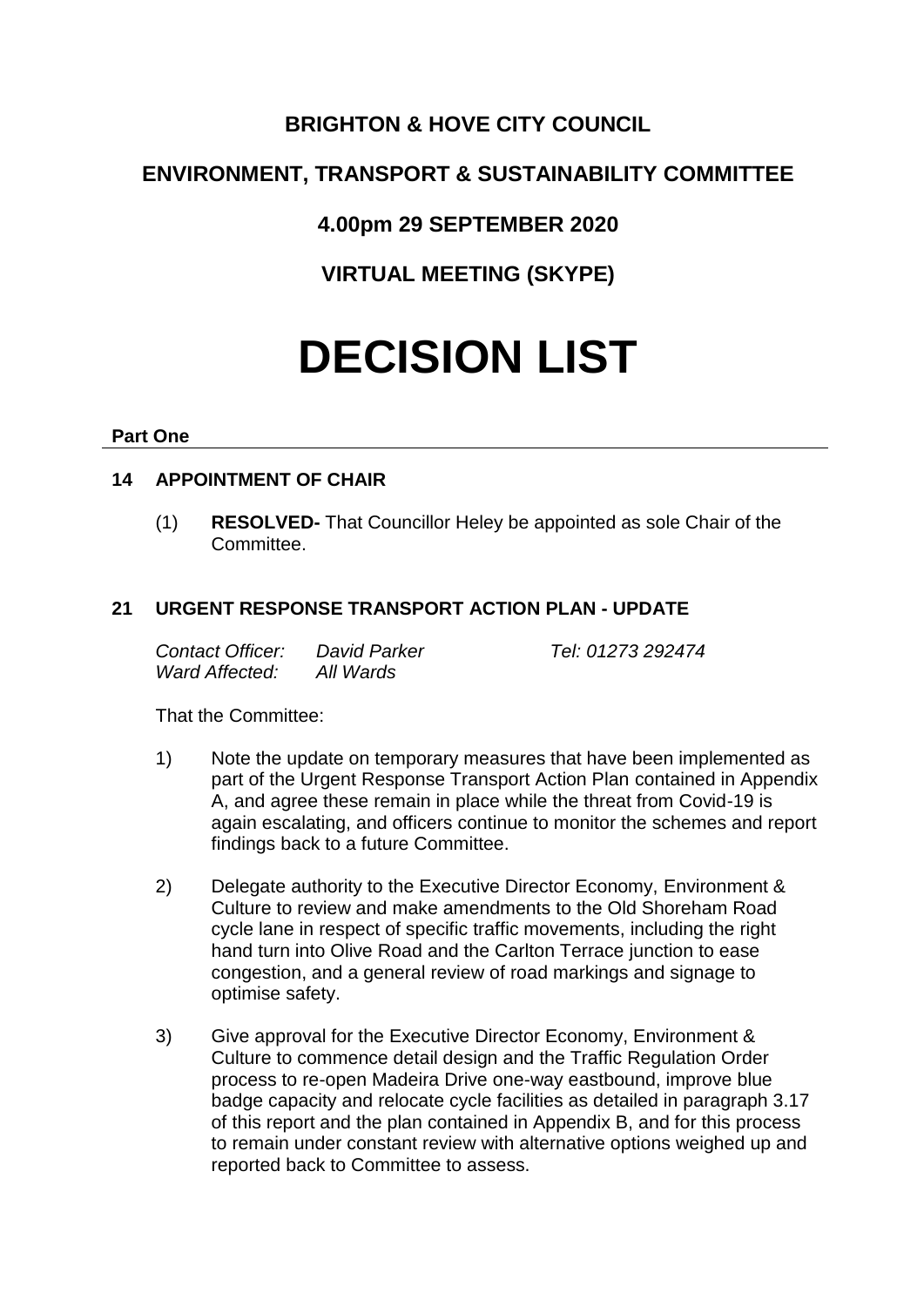# BRIGHTON & HOVE CITY COUNCIL

# ENVIRONMENT, TRANSPORT & SUSTAINABILITY COMMITTEE

# 4.00pm 29 SEPTEMBER 2020

# VIRTUAL MEETING (SKYPE)

# DECISION LIST

**Part One**

### 14 APPOINTMENT OF CHAIR

(1) **RESOLVED-** That Councillor Heley be appointed as sole Chair of the Committee.

### 21 URGENT RESPONSE TRANSPORT ACTION PLAN - UPDATE

*Contact Officer:* *David Parker* *Tel: 01273 292474*
*Ward Affected:* *All Wards*

That the Committee:

1) Note the update on temporary measures that have been implemented as part of the Urgent Response Transport Action Plan contained in Appendix A, and agree these remain in place while the threat from Covid-19 is again escalating, and officers continue to monitor the schemes and report findings back to a future Committee.

2) Delegate authority to the Executive Director Economy, Environment & Culture to review and make amendments to the Old Shoreham Road cycle lane in respect of specific traffic movements, including the right hand turn into Olive Road and the Carlton Terrace junction to ease congestion, and a general review of road markings and signage to optimise safety.

3) Give approval for the Executive Director Economy, Environment & Culture to commence detail design and the Traffic Regulation Order process to re-open Madeira Drive one-way eastbound, improve blue badge capacity and relocate cycle facilities as detailed in paragraph 3.17 of this report and the plan contained in Appendix B, and for this process to remain under constant review with alternative options weighed up and reported back to Committee to assess.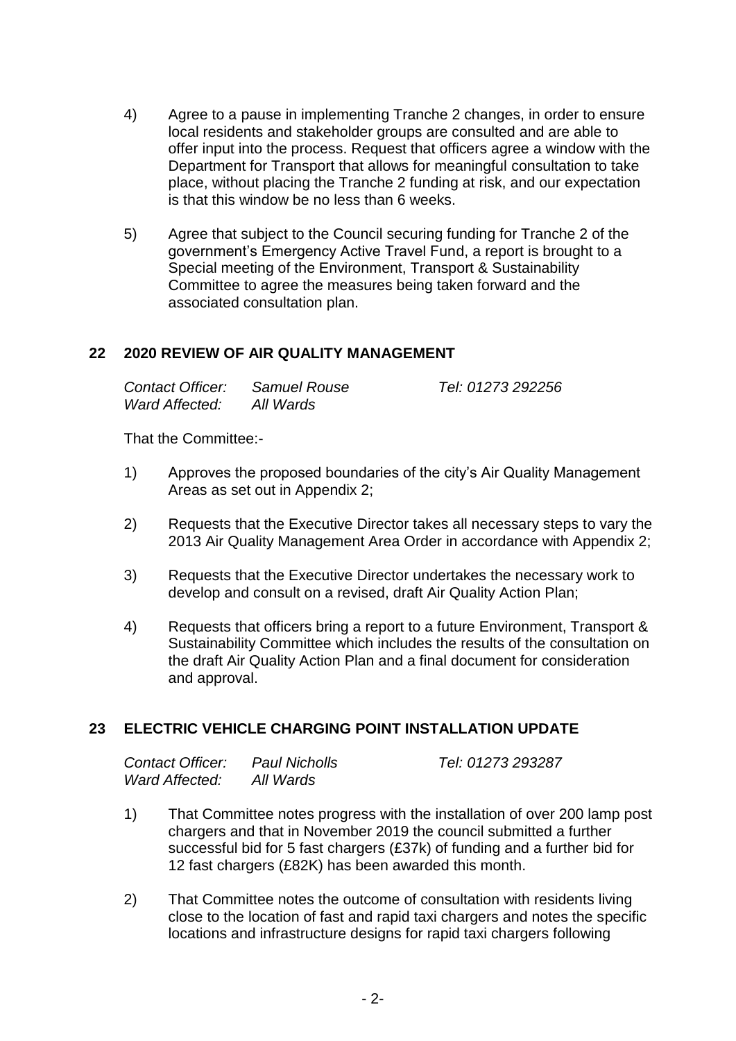4) Agree to a pause in implementing Tranche 2 changes, in order to ensure local residents and stakeholder groups are consulted and are able to offer input into the process. Request that officers agree a window with the Department for Transport that allows for meaningful consultation to take place, without placing the Tranche 2 funding at risk, and our expectation is that this window be no less than 6 weeks.

5) Agree that subject to the Council securing funding for Tranche 2 of the government's Emergency Active Travel Fund, a report is brought to a Special meeting of the Environment, Transport & Sustainability Committee to agree the measures being taken forward and the associated consultation plan.

## 22 2020 REVIEW OF AIR QUALITY MANAGEMENT

*Contact Officer:* *Samuel Rouse* *Tel: 01273 292256*
*Ward Affected:* *All Wards*

That the Committee:-

1) Approves the proposed boundaries of the city's Air Quality Management Areas as set out in Appendix 2;

2) Requests that the Executive Director takes all necessary steps to vary the 2013 Air Quality Management Area Order in accordance with Appendix 2;

3) Requests that the Executive Director undertakes the necessary work to develop and consult on a revised, draft Air Quality Action Plan;

4) Requests that officers bring a report to a future Environment, Transport & Sustainability Committee which includes the results of the consultation on the draft Air Quality Action Plan and a final document for consideration and approval.

## 23 ELECTRIC VEHICLE CHARGING POINT INSTALLATION UPDATE

*Contact Officer:* *Paul Nicholls* *Tel: 01273 293287*
*Ward Affected:* *All Wards*

1) That Committee notes progress with the installation of over 200 lamp post chargers and that in November 2019 the council submitted a further successful bid for 5 fast chargers (£37k) of funding and a further bid for 12 fast chargers (£82K) has been awarded this month.

2) That Committee notes the outcome of consultation with residents living close to the location of fast and rapid taxi chargers and notes the specific locations and infrastructure designs for rapid taxi chargers following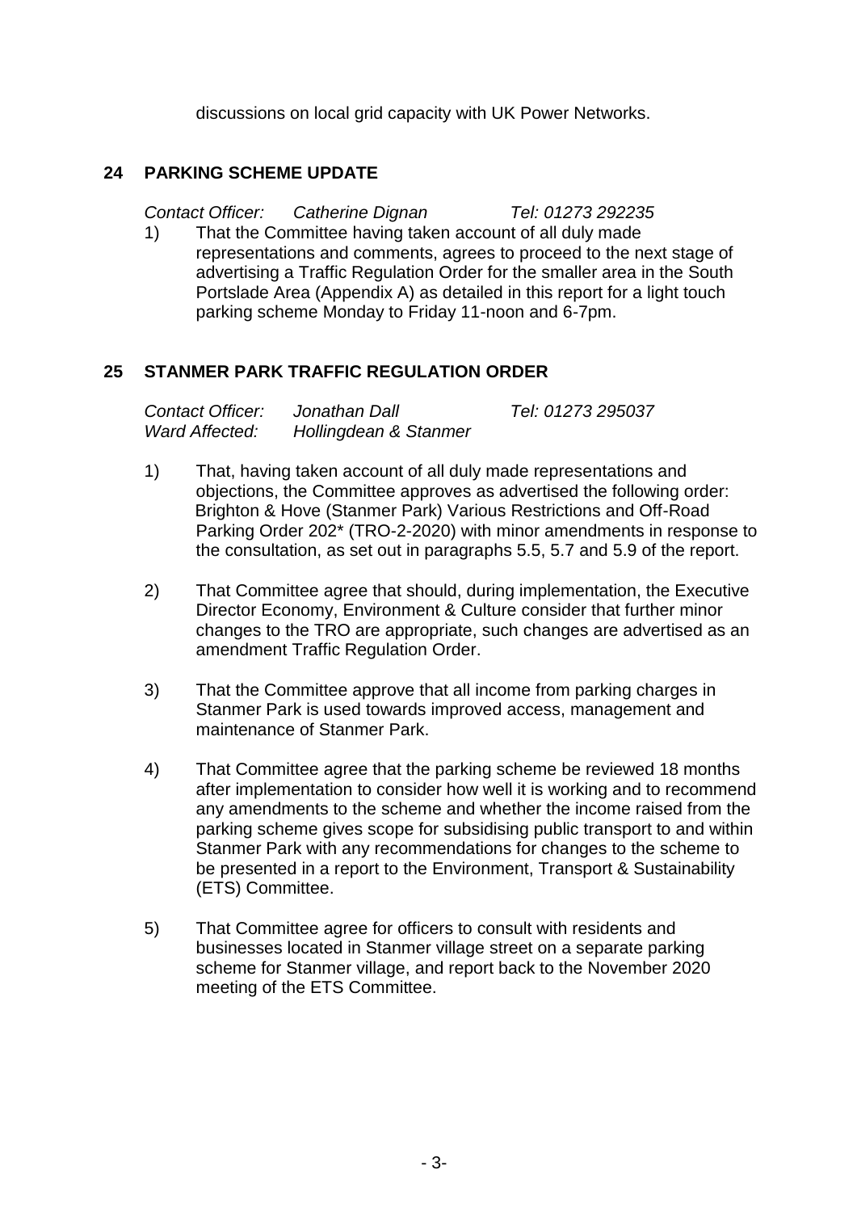discussions on local grid capacity with UK Power Networks.

## 24 PARKING SCHEME UPDATE

*Contact Officer: Catherine Dignan Tel: 01273 292235*

1) That the Committee having taken account of all duly made representations and comments, agrees to proceed to the next stage of advertising a Traffic Regulation Order for the smaller area in the South Portslade Area (Appendix A) as detailed in this report for a light touch parking scheme Monday to Friday 11-noon and 6-7pm.

## 25 STANMER PARK TRAFFIC REGULATION ORDER

*Contact Officer: Jonathan Dall Tel: 01273 295037*
*Ward Affected: Hollingdean & Stanmer*

1) That, having taken account of all duly made representations and objections, the Committee approves as advertised the following order: Brighton & Hove (Stanmer Park) Various Restrictions and Off-Road Parking Order 202* (TRO-2-2020) with minor amendments in response to the consultation, as set out in paragraphs 5.5, 5.7 and 5.9 of the report.

2) That Committee agree that should, during implementation, the Executive Director Economy, Environment & Culture consider that further minor changes to the TRO are appropriate, such changes are advertised as an amendment Traffic Regulation Order.

3) That the Committee approve that all income from parking charges in Stanmer Park is used towards improved access, management and maintenance of Stanmer Park.

4) That Committee agree that the parking scheme be reviewed 18 months after implementation to consider how well it is working and to recommend any amendments to the scheme and whether the income raised from the parking scheme gives scope for subsidising public transport to and within Stanmer Park with any recommendations for changes to the scheme to be presented in a report to the Environment, Transport & Sustainability (ETS) Committee.

5) That Committee agree for officers to consult with residents and businesses located in Stanmer village street on a separate parking scheme for Stanmer village, and report back to the November 2020 meeting of the ETS Committee.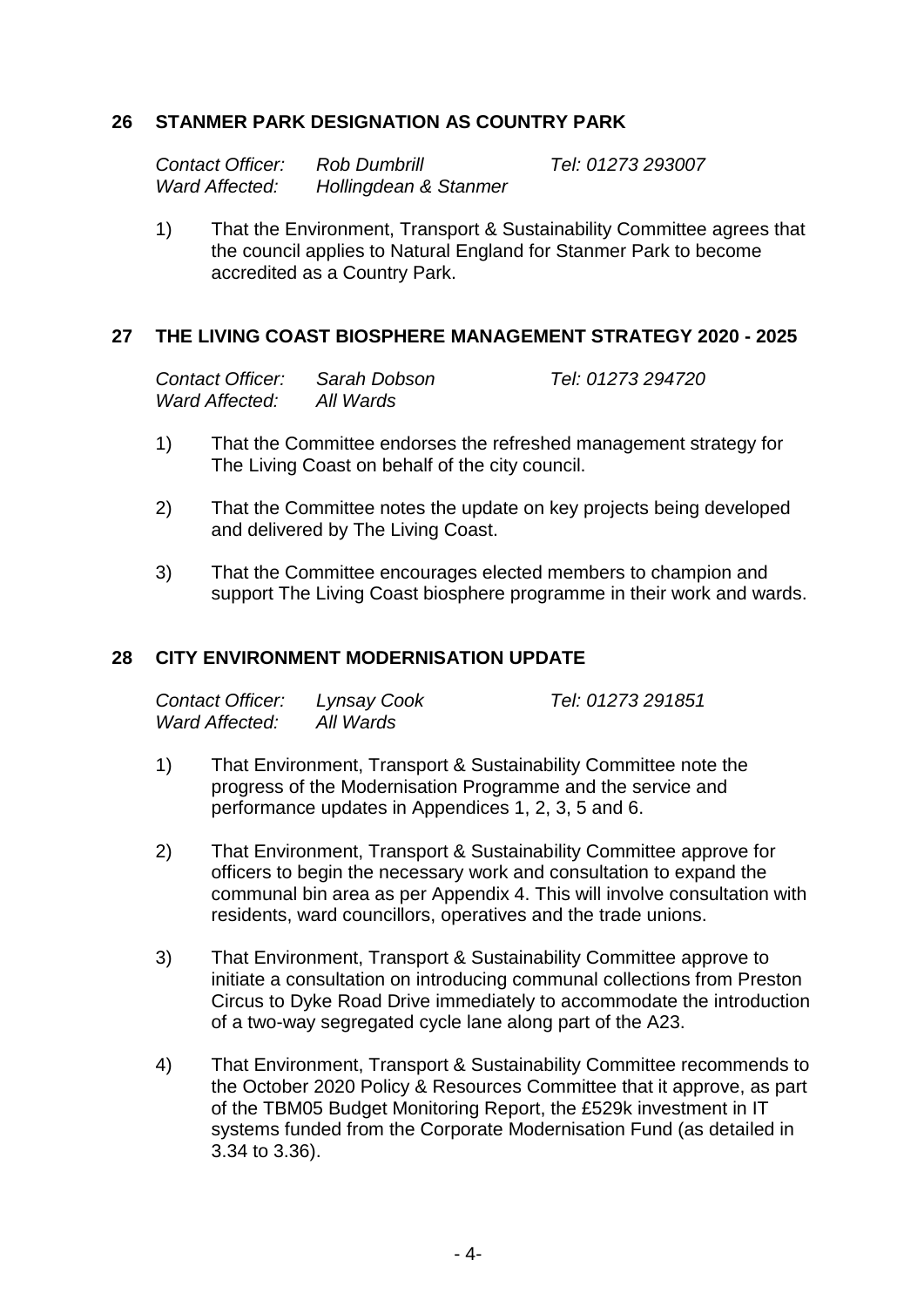## 26 STANMER PARK DESIGNATION AS COUNTRY PARK

*Contact Officer:* *Rob Dumbrill* *Tel: 01273 293007*
*Ward Affected:* *Hollingdean & Stanmer*

1) That the Environment, Transport & Sustainability Committee agrees that the council applies to Natural England for Stanmer Park to become accredited as a Country Park.

## 27 THE LIVING COAST BIOSPHERE MANAGEMENT STRATEGY 2020 - 2025

*Contact Officer:* *Sarah Dobson* *Tel: 01273 294720*
*Ward Affected:* *All Wards*

1) That the Committee endorses the refreshed management strategy for The Living Coast on behalf of the city council.

2) That the Committee notes the update on key projects being developed and delivered by The Living Coast.

3) That the Committee encourages elected members to champion and support The Living Coast biosphere programme in their work and wards.

## 28 CITY ENVIRONMENT MODERNISATION UPDATE

*Contact Officer:* *Lynsay Cook* *Tel: 01273 291851*
*Ward Affected:* *All Wards*

1) That Environment, Transport & Sustainability Committee note the progress of the Modernisation Programme and the service and performance updates in Appendices 1, 2, 3, 5 and 6.

2) That Environment, Transport & Sustainability Committee approve for officers to begin the necessary work and consultation to expand the communal bin area as per Appendix 4. This will involve consultation with residents, ward councillors, operatives and the trade unions.

3) That Environment, Transport & Sustainability Committee approve to initiate a consultation on introducing communal collections from Preston Circus to Dyke Road Drive immediately to accommodate the introduction of a two-way segregated cycle lane along part of the A23.

4) That Environment, Transport & Sustainability Committee recommends to the October 2020 Policy & Resources Committee that it approve, as part of the TBM05 Budget Monitoring Report, the £529k investment in IT systems funded from the Corporate Modernisation Fund (as detailed in 3.34 to 3.36).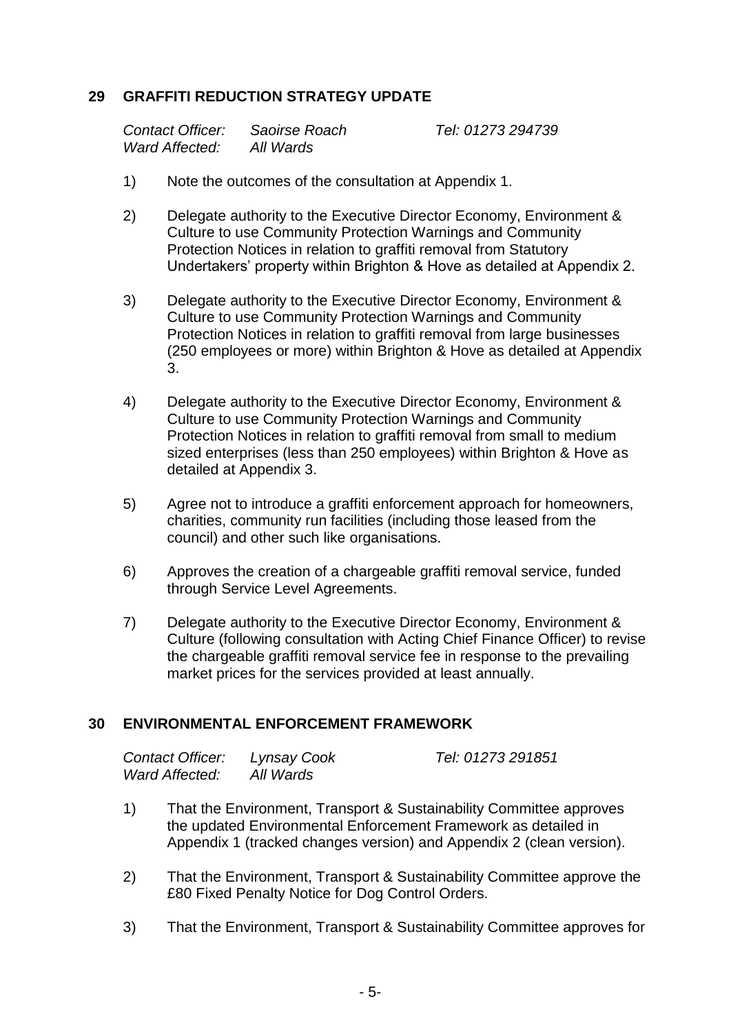## 29 GRAFFITI REDUCTION STRATEGY UPDATE

*Contact Officer:* *Saoirse Roach* *Tel: 01273 294739*
*Ward Affected:* *All Wards*

1) Note the outcomes of the consultation at Appendix 1.

2) Delegate authority to the Executive Director Economy, Environment & Culture to use Community Protection Warnings and Community Protection Notices in relation to graffiti removal from Statutory Undertakers' property within Brighton & Hove as detailed at Appendix 2.

3) Delegate authority to the Executive Director Economy, Environment & Culture to use Community Protection Warnings and Community Protection Notices in relation to graffiti removal from large businesses (250 employees or more) within Brighton & Hove as detailed at Appendix 3.

4) Delegate authority to the Executive Director Economy, Environment & Culture to use Community Protection Warnings and Community Protection Notices in relation to graffiti removal from small to medium sized enterprises (less than 250 employees) within Brighton & Hove as detailed at Appendix 3.

5) Agree not to introduce a graffiti enforcement approach for homeowners, charities, community run facilities (including those leased from the council) and other such like organisations.

6) Approves the creation of a chargeable graffiti removal service, funded through Service Level Agreements.

7) Delegate authority to the Executive Director Economy, Environment & Culture (following consultation with Acting Chief Finance Officer) to revise the chargeable graffiti removal service fee in response to the prevailing market prices for the services provided at least annually.

## 30 ENVIRONMENTAL ENFORCEMENT FRAMEWORK

*Contact Officer:* *Lynsay Cook* *Tel: 01273 291851*
*Ward Affected:* *All Wards*

1) That the Environment, Transport & Sustainability Committee approves the updated Environmental Enforcement Framework as detailed in Appendix 1 (tracked changes version) and Appendix 2 (clean version).

2) That the Environment, Transport & Sustainability Committee approve the £80 Fixed Penalty Notice for Dog Control Orders.

3) That the Environment, Transport & Sustainability Committee approves for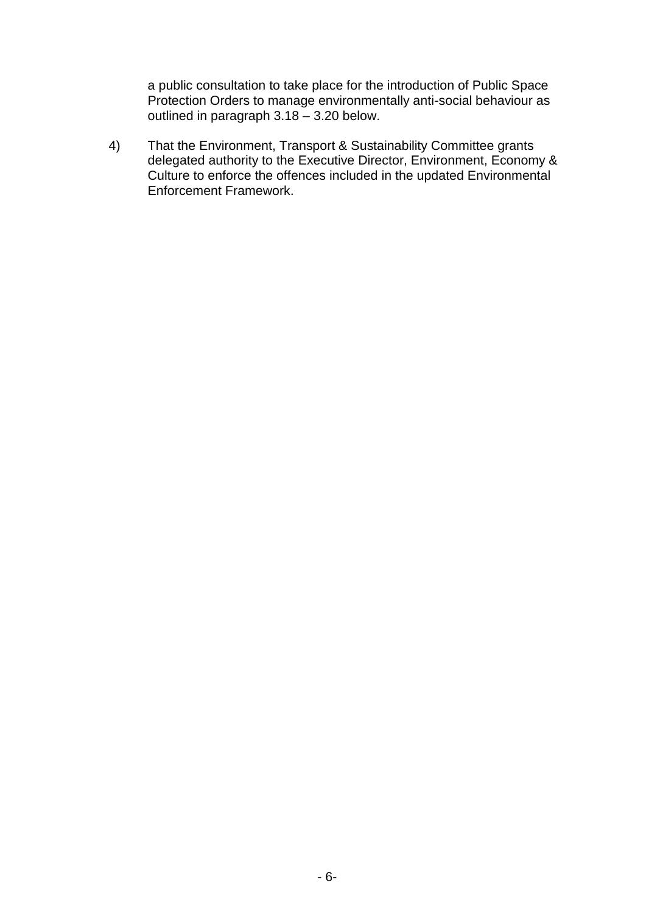a public consultation to take place for the introduction of Public Space Protection Orders to manage environmentally anti-social behaviour as outlined in paragraph 3.18 – 3.20 below.

4) That the Environment, Transport & Sustainability Committee grants delegated authority to the Executive Director, Environment, Economy & Culture to enforce the offences included in the updated Environmental Enforcement Framework.